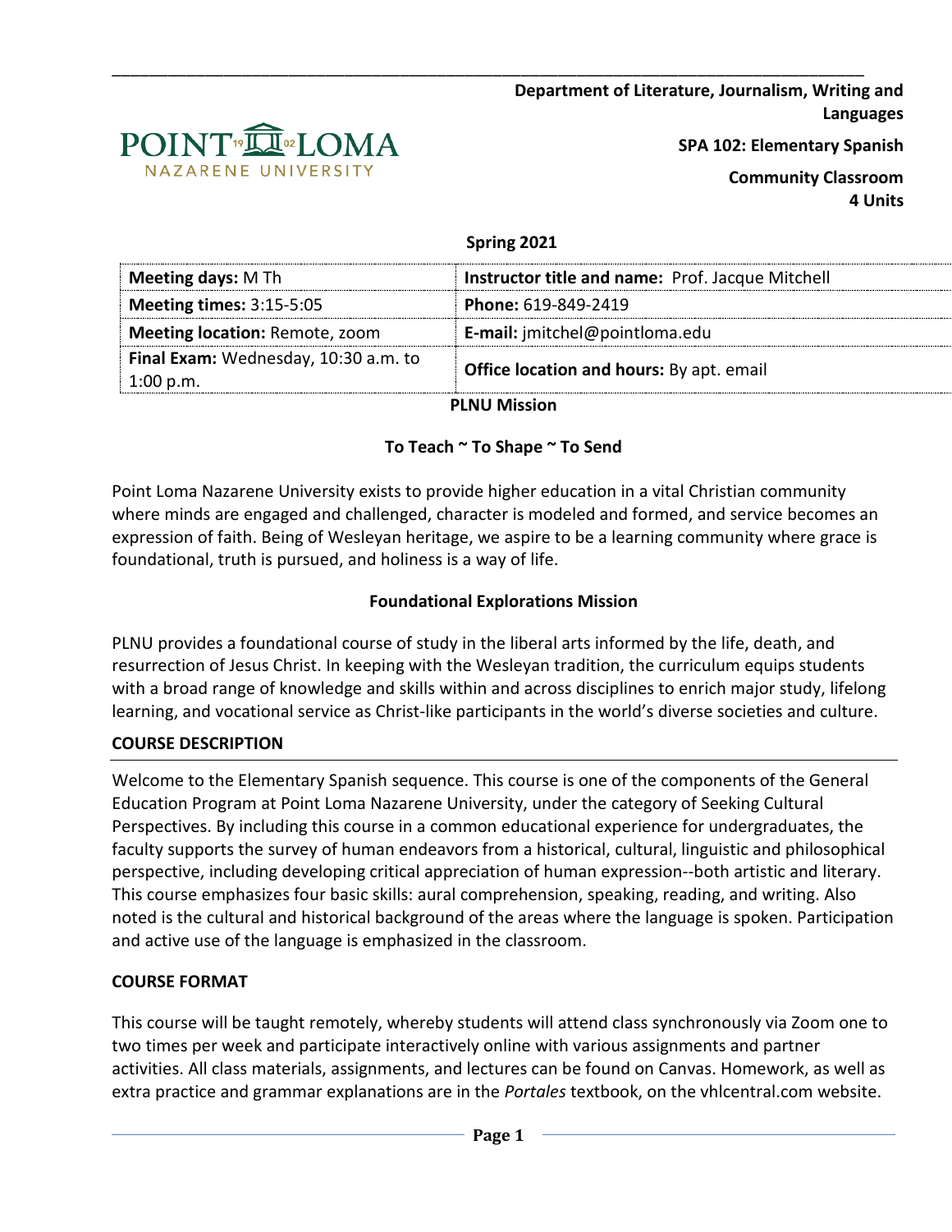**Department of Literature, Journalism, Writing and Languages**

**SPA 102: Elementary Spanish**

**Community Classroom**
**4 Units**

**Spring 2021**

| **Meeting days:** M Th | **Instructor title and name:** Prof. Jacque Mitchell |
|---|---|
| **Meeting times:** 3:15-5:05 | **Phone:** 619-849-2419 |
| **Meeting location:** Remote, zoom | **E-mail:** jmitchel@pointloma.edu |
| **Final Exam:** Wednesday, 10:30 a.m. to 1:00 p.m. | **Office location and hours:** By apt. email |

**PLNU Mission**

**To Teach ~ To Shape ~ To Send**

Point Loma Nazarene University exists to provide higher education in a vital Christian community where minds are engaged and challenged, character is modeled and formed, and service becomes an expression of faith. Being of Wesleyan heritage, we aspire to be a learning community where grace is foundational, truth is pursued, and holiness is a way of life.

**Foundational Explorations Mission**

PLNU provides a foundational course of study in the liberal arts informed by the life, death, and resurrection of Jesus Christ. In keeping with the Wesleyan tradition, the curriculum equips students with a broad range of knowledge and skills within and across disciplines to enrich major study, lifelong learning, and vocational service as Christ-like participants in the world's diverse societies and culture.

## COURSE DESCRIPTION

Welcome to the Elementary Spanish sequence. This course is one of the components of the General Education Program at Point Loma Nazarene University, under the category of Seeking Cultural Perspectives. By including this course in a common educational experience for undergraduates, the faculty supports the survey of human endeavors from a historical, cultural, linguistic and philosophical perspective, including developing critical appreciation of human expression--both artistic and literary. This course emphasizes four basic skills: aural comprehension, speaking, reading, and writing. Also noted is the cultural and historical background of the areas where the language is spoken. Participation and active use of the language is emphasized in the classroom.

## COURSE FORMAT

This course will be taught remotely, whereby students will attend class synchronously via Zoom one to two times per week and participate interactively online with various assignments and partner activities. All class materials, assignments, and lectures can be found on Canvas. Homework, as well as extra practice and grammar explanations are in the *Portales* textbook, on the vhlcentral.com website.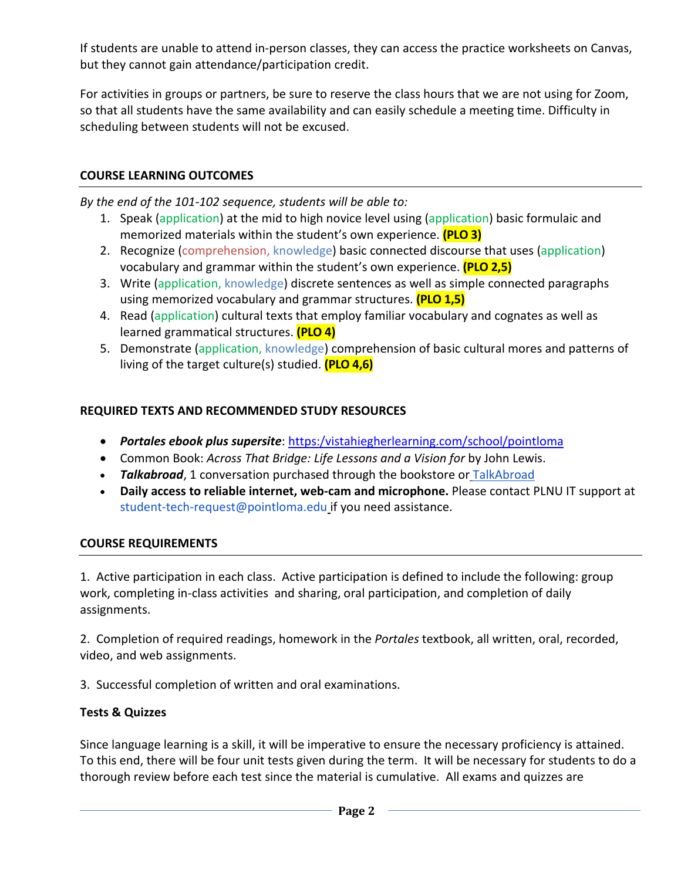If students are unable to attend in-person classes, they can access the practice worksheets on Canvas, but they cannot gain attendance/participation credit.

For activities in groups or partners, be sure to reserve the class hours that we are not using for Zoom, so that all students have the same availability and can easily schedule a meeting time. Difficulty in scheduling between students will not be excused.

## COURSE LEARNING OUTCOMES

*By the end of the 101-102 sequence, students will be able to:*

1. Speak (application) at the mid to high novice level using (application) basic formulaic and memorized materials within the student's own experience. **(PLO 3)**
2. Recognize (comprehension, knowledge) basic connected discourse that uses (application) vocabulary and grammar within the student's own experience. **(PLO 2,5)**
3. Write (application, knowledge) discrete sentences as well as simple connected paragraphs using memorized vocabulary and grammar structures. **(PLO 1,5)**
4. Read (application) cultural texts that employ familiar vocabulary and cognates as well as learned grammatical structures. **(PLO 4)**
5. Demonstrate (application, knowledge) comprehension of basic cultural mores and patterns of living of the target culture(s) studied. **(PLO 4,6)**

## REQUIRED TEXTS AND RECOMMENDED STUDY RESOURCES

- ***Portales ebook plus supersite***: https:/vistahiegherlearning.com/school/pointloma
- Common Book: *Across That Bridge: Life Lessons and a Vision for* by John Lewis.
- ***Talkabroad***, 1 conversation purchased through the bookstore or TalkAbroad
- **Daily access to reliable internet, web-cam and microphone.** Please contact PLNU IT support at student-tech-request@pointloma.edu if you need assistance.

## COURSE REQUIREMENTS

1. Active participation in each class. Active participation is defined to include the following: group work, completing in-class activities and sharing, oral participation, and completion of daily assignments.

2. Completion of required readings, homework in the *Portales* textbook, all written, oral, recorded, video, and web assignments.

3. Successful completion of written and oral examinations.

### Tests & Quizzes

Since language learning is a skill, it will be imperative to ensure the necessary proficiency is attained. To this end, there will be four unit tests given during the term. It will be necessary for students to do a thorough review before each test since the material is cumulative. All exams and quizzes are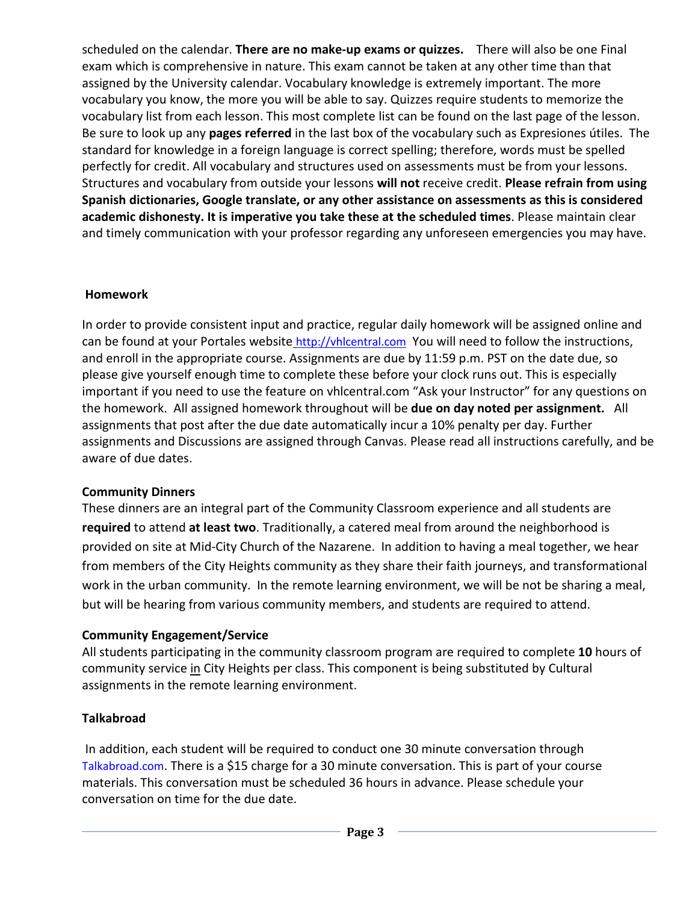scheduled on the calendar. **There are no make-up exams or quizzes.** There will also be one Final exam which is comprehensive in nature. This exam cannot be taken at any other time than that assigned by the University calendar. Vocabulary knowledge is extremely important. The more vocabulary you know, the more you will be able to say. Quizzes require students to memorize the vocabulary list from each lesson. This most complete list can be found on the last page of the lesson. Be sure to look up any **pages referred** in the last box of the vocabulary such as Expresiones útiles. The standard for knowledge in a foreign language is correct spelling; therefore, words must be spelled perfectly for credit. All vocabulary and structures used on assessments must be from your lessons. Structures and vocabulary from outside your lessons **will not** receive credit. **Please refrain from using Spanish dictionaries, Google translate, or any other assistance on assessments as this is considered academic dishonesty. It is imperative you take these at the scheduled times**. Please maintain clear and timely communication with your professor regarding any unforeseen emergencies you may have.

**Homework**

In order to provide consistent input and practice, regular daily homework will be assigned online and can be found at your Portales website http://vhlcentral.com You will need to follow the instructions, and enroll in the appropriate course. Assignments are due by 11:59 p.m. PST on the date due, so please give yourself enough time to complete these before your clock runs out. This is especially important if you need to use the feature on vhlcentral.com "Ask your Instructor" for any questions on the homework. All assigned homework throughout will be **due on day noted per assignment.** All assignments that post after the due date automatically incur a 10% penalty per day. Further assignments and Discussions are assigned through Canvas. Please read all instructions carefully, and be aware of due dates.

**Community Dinners**

These dinners are an integral part of the Community Classroom experience and all students are **required** to attend **at least two**. Traditionally, a catered meal from around the neighborhood is provided on site at Mid-City Church of the Nazarene. In addition to having a meal together, we hear from members of the City Heights community as they share their faith journeys, and transformational work in the urban community. In the remote learning environment, we will be not be sharing a meal, but will be hearing from various community members, and students are required to attend.

**Community Engagement/Service**

All students participating in the community classroom program are required to complete **10** hours of community service in City Heights per class. This component is being substituted by Cultural assignments in the remote learning environment.

**Talkabroad**

In addition, each student will be required to conduct one 30 minute conversation through Talkabroad.com. There is a $15 charge for a 30 minute conversation. This is part of your course materials. This conversation must be scheduled 36 hours in advance. Please schedule your conversation on time for the due date.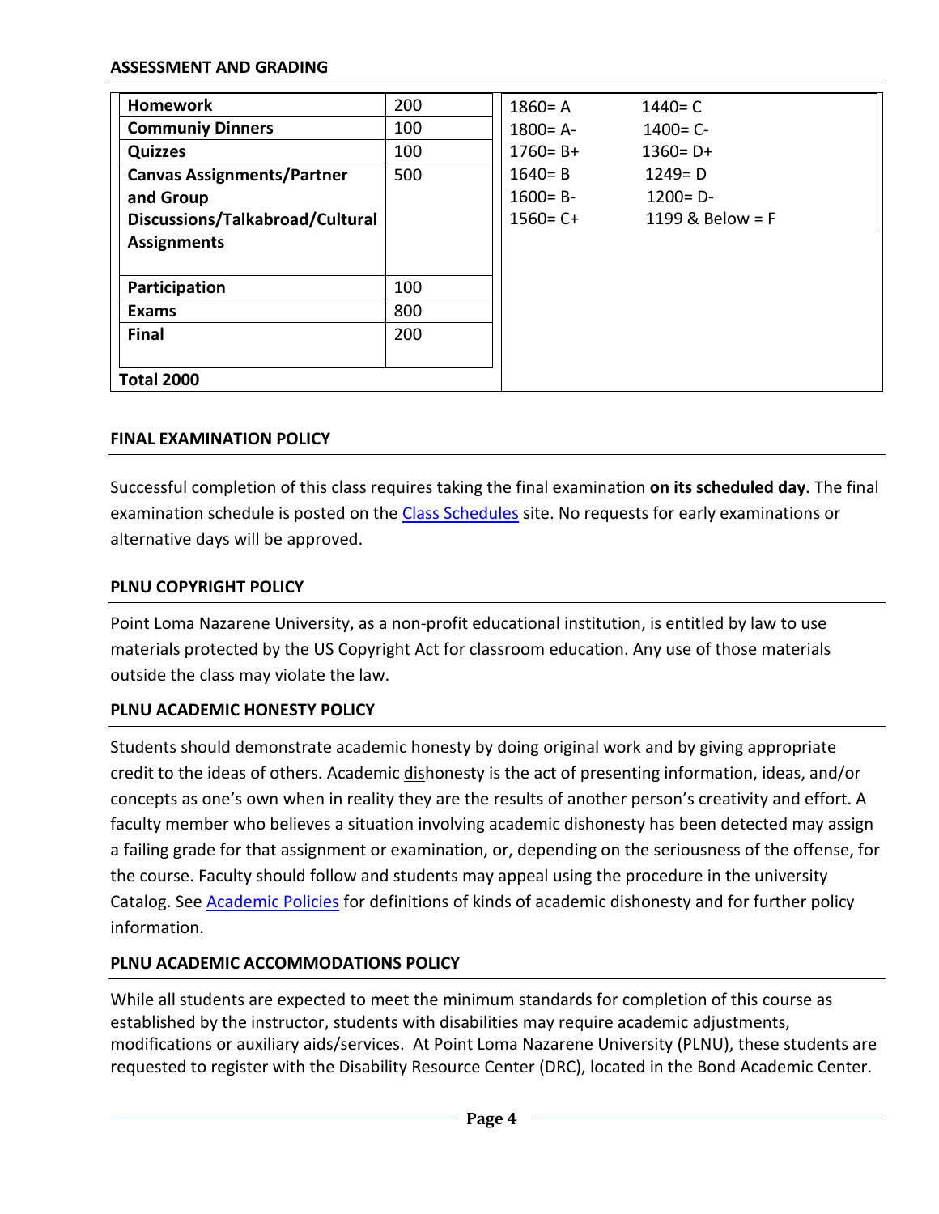**ASSESSMENT AND GRADING**

| Category | Points | Grade Scale | |
|---|---|---|---|
| **Homework** | 200 | 1860= A | 1440= C |
| **Communiy Dinners** | 100 | 1800= A- | 1400= C- |
| **Quizzes** | 100 | 1760= B+ | 1360= D+ |
| **Canvas Assignments/Partner and Group Discussions/Talkabroad/Cultural Assignments** | 500 | 1640= B | 1249= D |
| | | 1600= B- | 1200= D- |
| | | 1560= C+ | 1199 & Below = F |
| **Participation** | 100 | | |
| **Exams** | 800 | | |
| **Final** | 200 | | |
| **Total 2000** | | | |

**FINAL EXAMINATION POLICY**

Successful completion of this class requires taking the final examination **on its scheduled day**. The final examination schedule is posted on the Class Schedules site. No requests for early examinations or alternative days will be approved.

**PLNU COPYRIGHT POLICY**

Point Loma Nazarene University, as a non-profit educational institution, is entitled by law to use materials protected by the US Copyright Act for classroom education. Any use of those materials outside the class may violate the law.

**PLNU ACADEMIC HONESTY POLICY**

Students should demonstrate academic honesty by doing original work and by giving appropriate credit to the ideas of others. Academic dishonesty is the act of presenting information, ideas, and/or concepts as one's own when in reality they are the results of another person's creativity and effort. A faculty member who believes a situation involving academic dishonesty has been detected may assign a failing grade for that assignment or examination, or, depending on the seriousness of the offense, for the course. Faculty should follow and students may appeal using the procedure in the university Catalog. See Academic Policies for definitions of kinds of academic dishonesty and for further policy information.

**PLNU ACADEMIC ACCOMMODATIONS POLICY**

While all students are expected to meet the minimum standards for completion of this course as established by the instructor, students with disabilities may require academic adjustments, modifications or auxiliary aids/services. At Point Loma Nazarene University (PLNU), these students are requested to register with the Disability Resource Center (DRC), located in the Bond Academic Center.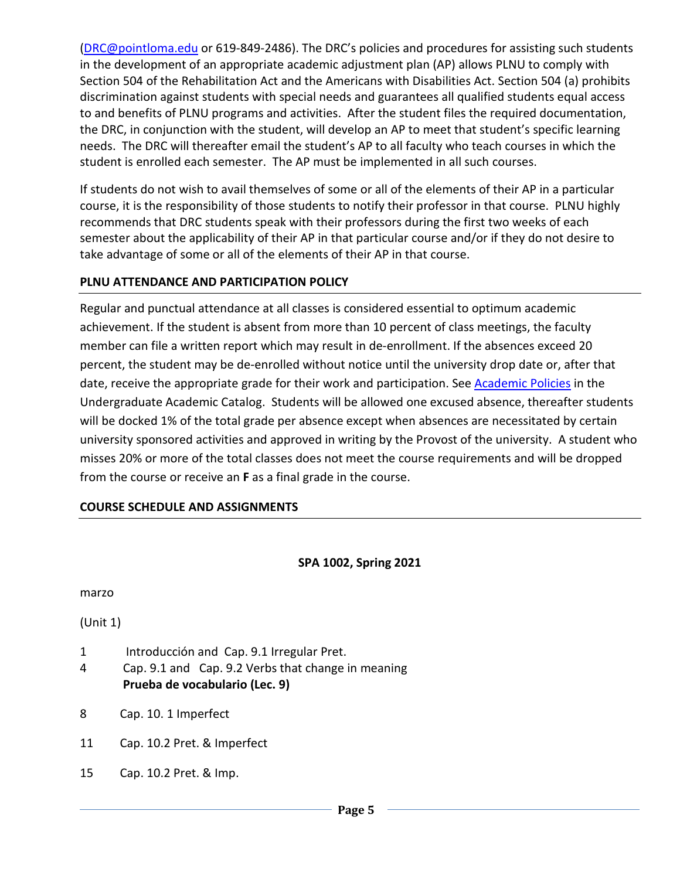(DRC@pointloma.edu or 619-849-2486). The DRC's policies and procedures for assisting such students in the development of an appropriate academic adjustment plan (AP) allows PLNU to comply with Section 504 of the Rehabilitation Act and the Americans with Disabilities Act. Section 504 (a) prohibits discrimination against students with special needs and guarantees all qualified students equal access to and benefits of PLNU programs and activities. After the student files the required documentation, the DRC, in conjunction with the student, will develop an AP to meet that student's specific learning needs. The DRC will thereafter email the student's AP to all faculty who teach courses in which the student is enrolled each semester. The AP must be implemented in all such courses.

If students do not wish to avail themselves of some or all of the elements of their AP in a particular course, it is the responsibility of those students to notify their professor in that course. PLNU highly recommends that DRC students speak with their professors during the first two weeks of each semester about the applicability of their AP in that particular course and/or if they do not desire to take advantage of some or all of the elements of their AP in that course.

## PLNU ATTENDANCE AND PARTICIPATION POLICY

Regular and punctual attendance at all classes is considered essential to optimum academic achievement. If the student is absent from more than 10 percent of class meetings, the faculty member can file a written report which may result in de-enrollment. If the absences exceed 20 percent, the student may be de-enrolled without notice until the university drop date or, after that date, receive the appropriate grade for their work and participation. See Academic Policies in the Undergraduate Academic Catalog. Students will be allowed one excused absence, thereafter students will be docked 1% of the total grade per absence except when absences are necessitated by certain university sponsored activities and approved in writing by the Provost of the university. A student who misses 20% or more of the total classes does not meet the course requirements and will be dropped from the course or receive an **F** as a final grade in the course.

## COURSE SCHEDULE AND ASSIGNMENTS

**SPA 1002, Spring 2021**

marzo

(Unit 1)

1 Introducción and Cap. 9.1 Irregular Pret.

4 Cap. 9.1 and Cap. 9.2 Verbs that change in meaning
**Prueba de vocabulario (Lec. 9)**

8 Cap. 10. 1 Imperfect

11 Cap. 10.2 Pret. & Imperfect

15 Cap. 10.2 Pret. & Imp.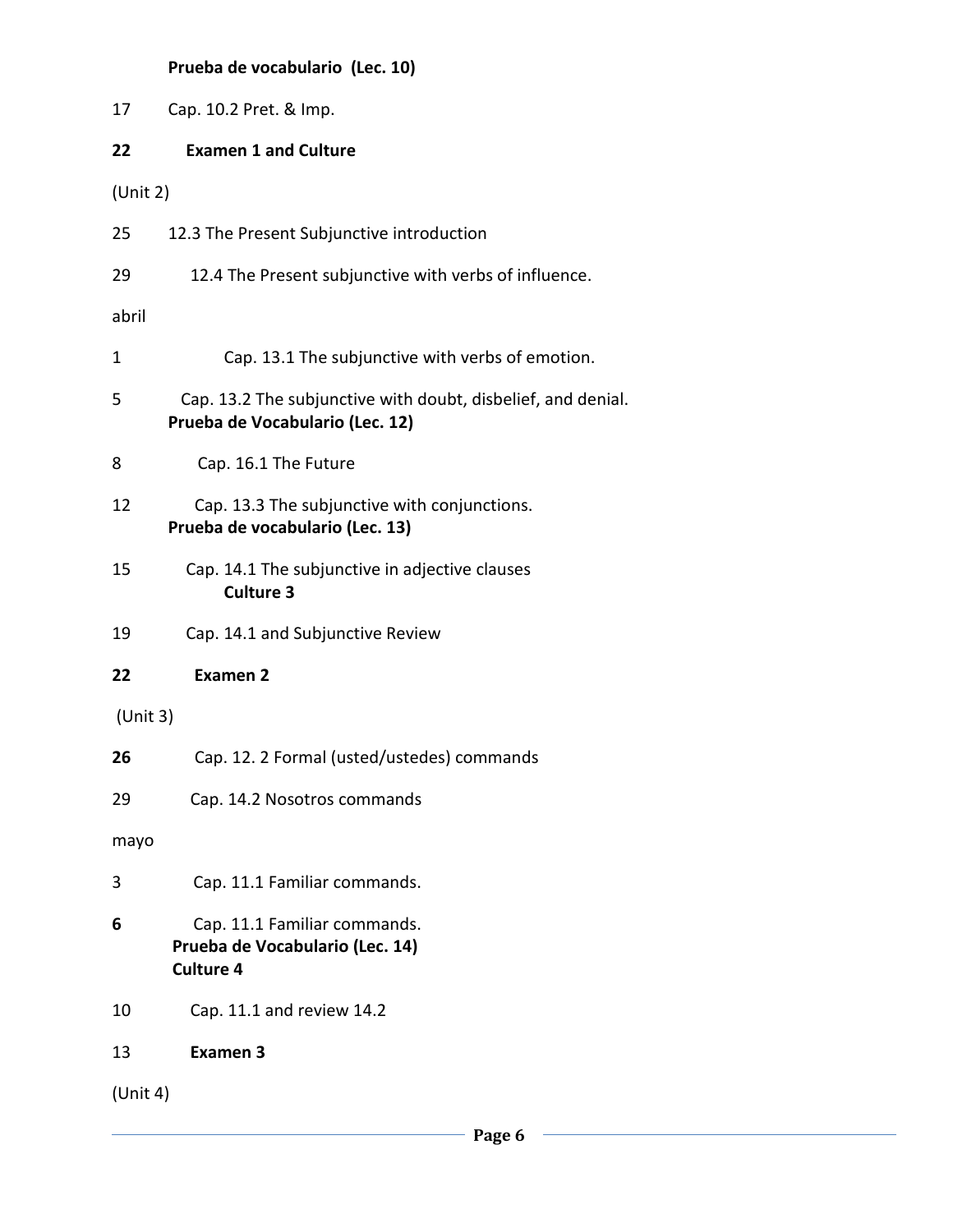**Prueba de vocabulario (Lec. 10)**

17 Cap. 10.2 Pret. & Imp.

**22 Examen 1 and Culture**

(Unit 2)

25 12.3 The Present Subjunctive introduction

29 12.4 The Present subjunctive with verbs of influence.

abril

1 Cap. 13.1 The subjunctive with verbs of emotion.

5 Cap. 13.2 The subjunctive with doubt, disbelief, and denial.
**Prueba de Vocabulario (Lec. 12)**

8 Cap. 16.1 The Future

12 Cap. 13.3 The subjunctive with conjunctions.
**Prueba de vocabulario (Lec. 13)**

15 Cap. 14.1 The subjunctive in adjective clauses
**Culture 3**

19 Cap. 14.1 and Subjunctive Review

**22 Examen 2**

(Unit 3)

**26** Cap. 12. 2 Formal (usted/ustedes) commands

29 Cap. 14.2 Nosotros commands

mayo

3 Cap. 11.1 Familiar commands.

**6** Cap. 11.1 Familiar commands.
**Prueba de Vocabulario (Lec. 14)**
**Culture 4**

10 Cap. 11.1 and review 14.2

13 **Examen 3**

(Unit 4)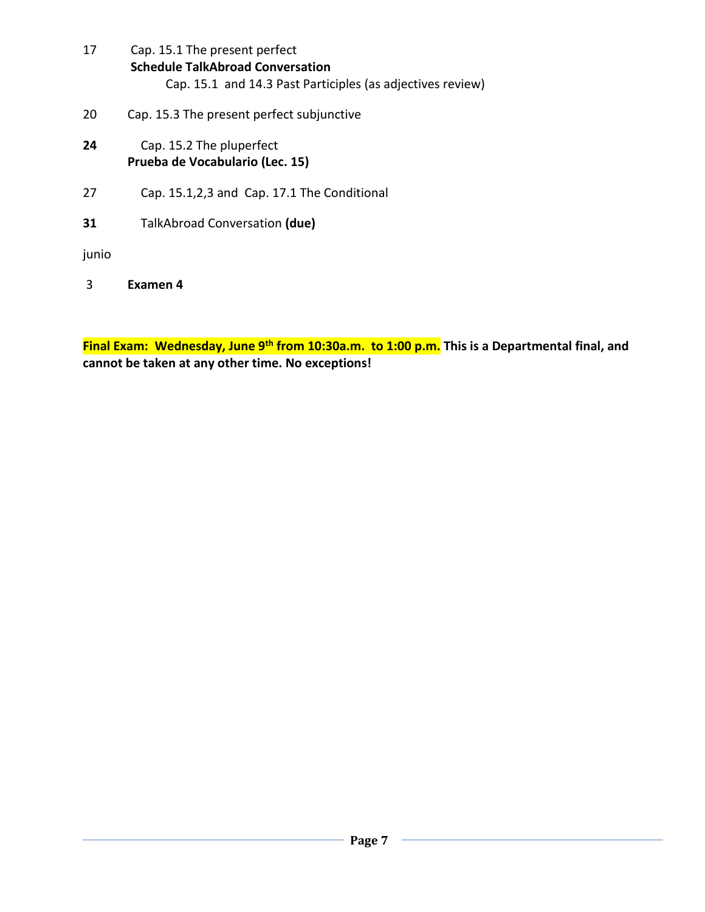17 Cap. 15.1 The present perfect
**Schedule TalkAbroad Conversation**
Cap. 15.1 and 14.3 Past Participles (as adjectives review)

20 Cap. 15.3 The present perfect subjunctive

**24** Cap. 15.2 The pluperfect
**Prueba de Vocabulario (Lec. 15)**

27 Cap. 15.1,2,3 and Cap. 17.1 The Conditional

**31** TalkAbroad Conversation **(due)**

junio

3 **Examen 4**

**Final Exam: Wednesday, June 9th from 10:30a.m. to 1:00 p.m. This is a Departmental final, and cannot be taken at any other time. No exceptions!**